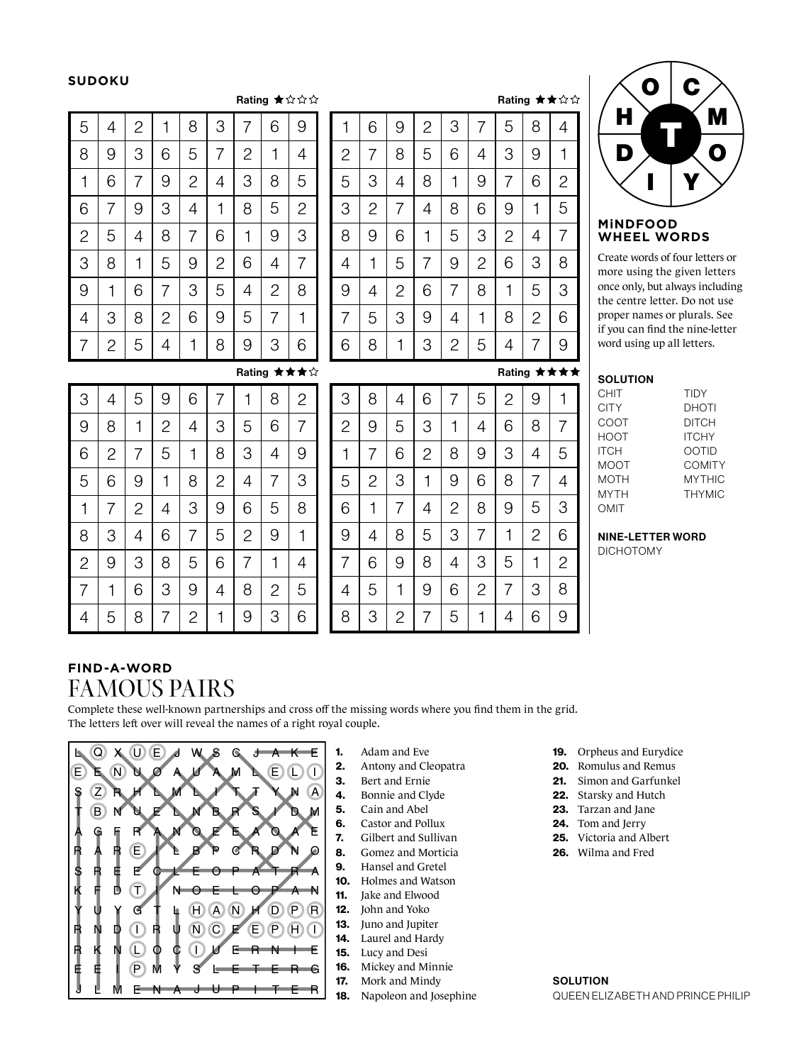**SUDOKU**

Rating ★☆☆☆

| | | | | | | | | |
|---|---|---|---|---|---|---|---|---|
| 5 | 4 | 2 | 1 | 8 | 3 | 7 | 6 | 9 |
| 8 | 9 | 3 | 6 | 5 | 7 | 2 | 1 | 4 |
| 1 | 6 | 7 | 9 | 2 | 4 | 3 | 8 | 5 |
| 6 | 7 | 9 | 3 | 4 | 1 | 8 | 5 | 2 |
| 2 | 5 | 4 | 8 | 7 | 6 | 1 | 9 | 3 |
| 3 | 8 | 1 | 5 | 9 | 2 | 6 | 4 | 7 |
| 9 | 1 | 6 | 7 | 3 | 5 | 4 | 2 | 8 |
| 4 | 3 | 8 | 2 | 6 | 9 | 5 | 7 | 1 |
| 7 | 2 | 5 | 4 | 1 | 8 | 9 | 3 | 6 |

Rating ★★☆☆

| | | | | | | | | |
|---|---|---|---|---|---|---|---|---|
| 1 | 6 | 9 | 2 | 3 | 7 | 5 | 8 | 4 |
| 2 | 7 | 8 | 5 | 6 | 4 | 3 | 9 | 1 |
| 5 | 3 | 4 | 8 | 1 | 9 | 7 | 6 | 2 |
| 3 | 2 | 7 | 4 | 8 | 6 | 9 | 1 | 5 |
| 8 | 9 | 6 | 1 | 5 | 3 | 2 | 4 | 7 |
| 4 | 1 | 5 | 7 | 9 | 2 | 6 | 3 | 8 |
| 9 | 4 | 2 | 6 | 7 | 8 | 1 | 5 | 3 |
| 7 | 5 | 3 | 9 | 4 | 1 | 8 | 2 | 6 |
| 6 | 8 | 1 | 3 | 2 | 5 | 4 | 7 | 9 |

Rating ★★★☆

| | | | | | | | | |
|---|---|---|---|---|---|---|---|---|
| 3 | 4 | 5 | 9 | 6 | 7 | 1 | 8 | 2 |
| 9 | 8 | 1 | 2 | 4 | 3 | 5 | 6 | 7 |
| 6 | 2 | 7 | 5 | 1 | 8 | 3 | 4 | 9 |
| 5 | 6 | 9 | 1 | 8 | 2 | 4 | 7 | 3 |
| 1 | 7 | 2 | 4 | 3 | 9 | 6 | 5 | 8 |
| 8 | 3 | 4 | 6 | 7 | 5 | 2 | 9 | 1 |
| 2 | 9 | 3 | 8 | 5 | 6 | 7 | 1 | 4 |
| 7 | 1 | 6 | 3 | 9 | 4 | 8 | 2 | 5 |
| 4 | 5 | 8 | 7 | 2 | 1 | 9 | 3 | 6 |

Rating ★★★★

| | | | | | | | | |
|---|---|---|---|---|---|---|---|---|
| 3 | 8 | 4 | 6 | 7 | 5 | 2 | 9 | 1 |
| 2 | 9 | 5 | 3 | 1 | 4 | 6 | 8 | 7 |
| 1 | 7 | 6 | 2 | 8 | 9 | 3 | 4 | 5 |
| 5 | 2 | 3 | 1 | 9 | 6 | 8 | 7 | 4 |
| 6 | 1 | 7 | 4 | 2 | 8 | 9 | 5 | 3 |
| 9 | 4 | 8 | 5 | 3 | 7 | 1 | 2 | 6 |
| 7 | 6 | 9 | 8 | 4 | 3 | 5 | 1 | 2 |
| 4 | 5 | 1 | 9 | 6 | 2 | 7 | 3 | 8 |
| 8 | 3 | 2 | 7 | 5 | 1 | 4 | 6 | 9 |

**MiNDFOOD WHEEL WORDS**

Letters: O, C, M, O, Y, I, D, H (centre: T)

Create words of four letters or more using the given letters once only, but always including the centre letter. Do not use proper names or plurals. See if you can find the nine-letter word using up all letters.

**SOLUTION**

CHIT, CITY, COOT, HOOT, ITCH, MOOT, MOTH, MYTH, OMIT, TIDY, DHOTI, DITCH, ITCHY, OOTID, COMITY, MYTHIC, THYMIC

**NINE-LETTER WORD**

DICHOTOMY

**FIND-A-WORD**

# FAMOUS PAIRS

Complete these well-known partnerships and cross off the missing words where you find them in the grid. The letters left over will reveal the names of a right royal couple.

```
L Q X U E J W S C J A K E
E E N U O A U A M L E L I
S Z R H L M L I T T Y N A
T B N U E L N B R S I D M
A G F R A N O E E A O A E
R A R E I L B P C R D N O
S R E E C L E O P A T R A
K F D T I N O E L O P A N
Y U Y G T L H A N H D P R
R N D I R U N C E E P H I
R K N L O C I U E R N I E
E E I P M Y S L E T T E R G
J L M E N A J U P I T E R
```

1. Adam and Eve
2. Antony and Cleopatra
3. Bert and Ernie
4. Bonnie and Clyde
5. Cain and Abel
6. Castor and Pollux
7. Gilbert and Sullivan
8. Gomez and Morticia
9. Hansel and Gretel
10. Holmes and Watson
11. Jake and Elwood
12. John and Yoko
13. Juno and Jupiter
14. Laurel and Hardy
15. Lucy and Desi
16. Mickey and Minnie
17. Mork and Mindy
18. Napoleon and Josephine
19. Orpheus and Eurydice
20. Romulus and Remus
21. Simon and Garfunkel
22. Starsky and Hutch
23. Tarzan and Jane
24. Tom and Jerry
25. Victoria and Albert
26. Wilma and Fred

**SOLUTION**

QUEEN ELIZABETH AND PRINCE PHILIP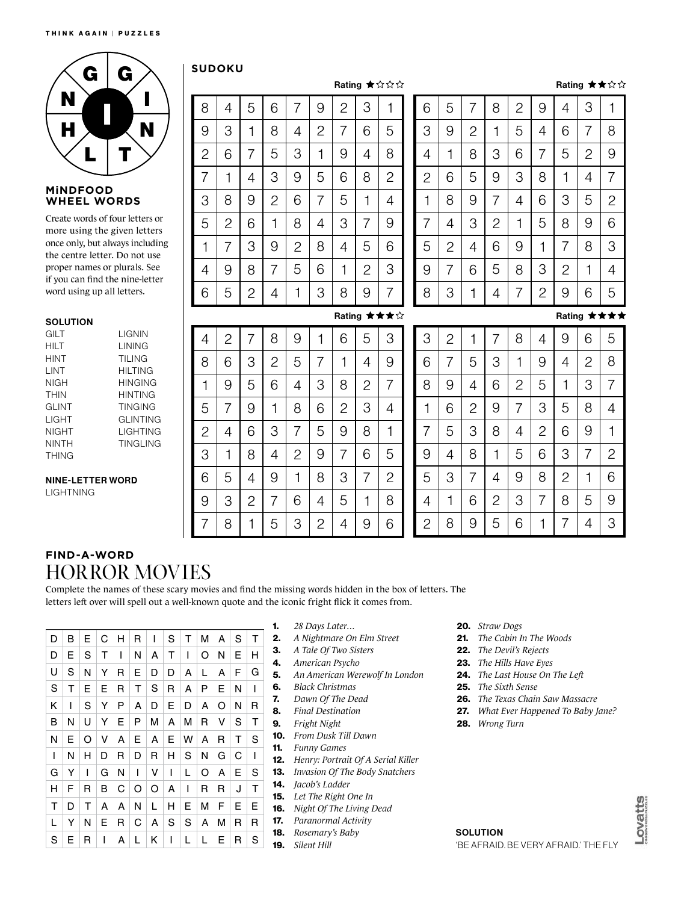THINK AGAIN | PUZZLES

## MiNDFOOD WHEEL WORDS

| | | |
|---|---|---|
| | G | G |
| N | | I |
| H | I | N |
| | L | T |

Create words of four letters or more using the given letters once only, but always including the centre letter. Do not use proper names or plurals. See if you can find the nine-letter word using up all letters.

### SOLUTION

GILT, HILT, HINT, LINT, NIGH, THIN, GLINT, LIGHT, NIGHT, NINTH, THING, LIGNIN, LINING, TILING, HILTING, HINGING, HINTING, TINGING, GLINTING, LIGHTING, TINGLING

### NINE-LETTER WORD

LIGHTNING

## SUDOKU

Rating ★☆☆☆

| | | | | | | | | |
|---|---|---|---|---|---|---|---|---|
| 8 | 4 | 5 | 6 | 7 | 9 | 2 | 3 | 1 |
| 9 | 3 | 1 | 8 | 4 | 2 | 7 | 6 | 5 |
| 2 | 6 | 7 | 5 | 3 | 1 | 9 | 4 | 8 |
| 7 | 1 | 4 | 3 | 9 | 5 | 6 | 8 | 2 |
| 3 | 8 | 9 | 2 | 6 | 7 | 5 | 1 | 4 |
| 5 | 2 | 6 | 1 | 8 | 4 | 3 | 7 | 9 |
| 1 | 7 | 3 | 9 | 2 | 8 | 4 | 5 | 6 |
| 4 | 9 | 8 | 7 | 5 | 6 | 1 | 2 | 3 |
| 6 | 5 | 2 | 4 | 1 | 3 | 8 | 9 | 7 |

Rating ★★☆☆

| | | | | | | | | |
|---|---|---|---|---|---|---|---|---|
| 6 | 5 | 7 | 8 | 2 | 9 | 4 | 3 | 1 |
| 3 | 9 | 2 | 1 | 5 | 4 | 6 | 7 | 8 |
| 4 | 1 | 8 | 3 | 6 | 7 | 5 | 2 | 9 |
| 2 | 6 | 5 | 9 | 3 | 8 | 1 | 4 | 7 |
| 1 | 8 | 9 | 7 | 4 | 6 | 3 | 5 | 2 |
| 7 | 4 | 3 | 2 | 1 | 5 | 8 | 9 | 6 |
| 5 | 2 | 4 | 6 | 9 | 1 | 7 | 8 | 3 |
| 9 | 7 | 6 | 5 | 8 | 3 | 2 | 1 | 4 |
| 8 | 3 | 1 | 4 | 7 | 2 | 9 | 6 | 5 |

Rating ★★★☆

| | | | | | | | | |
|---|---|---|---|---|---|---|---|---|
| 4 | 2 | 7 | 8 | 9 | 1 | 6 | 5 | 3 |
| 8 | 6 | 3 | 2 | 5 | 7 | 1 | 4 | 9 |
| 1 | 9 | 5 | 6 | 4 | 3 | 8 | 2 | 7 |
| 5 | 7 | 9 | 1 | 8 | 6 | 2 | 3 | 4 |
| 2 | 4 | 6 | 3 | 7 | 5 | 9 | 8 | 1 |
| 3 | 1 | 8 | 4 | 2 | 9 | 7 | 6 | 5 |
| 6 | 5 | 4 | 9 | 1 | 8 | 3 | 7 | 2 |
| 9 | 3 | 2 | 7 | 6 | 4 | 5 | 1 | 8 |
| 7 | 8 | 1 | 5 | 3 | 2 | 4 | 9 | 6 |

Rating ★★★★

| | | | | | | | | |
|---|---|---|---|---|---|---|---|---|
| 3 | 2 | 1 | 7 | 8 | 4 | 9 | 6 | 5 |
| 6 | 7 | 5 | 3 | 1 | 9 | 4 | 2 | 8 |
| 8 | 9 | 4 | 6 | 2 | 5 | 1 | 3 | 7 |
| 1 | 6 | 2 | 9 | 7 | 3 | 5 | 8 | 4 |
| 7 | 5 | 3 | 8 | 4 | 2 | 6 | 9 | 1 |
| 9 | 4 | 8 | 1 | 5 | 6 | 3 | 7 | 2 |
| 5 | 3 | 7 | 4 | 9 | 8 | 2 | 1 | 6 |
| 4 | 1 | 6 | 2 | 3 | 7 | 8 | 5 | 9 |
| 2 | 8 | 9 | 5 | 6 | 1 | 7 | 4 | 3 |

## FIND-A-WORD

# HORROR MOVIES

Complete the names of these scary movies and find the missing words hidden in the box of letters. The letters left over will spell out a well-known quote and the iconic fright flick it comes from.

| | | | | | | | | | | | | |
|---|---|---|---|---|---|---|---|---|---|---|---|---|
| D | B | E | C | H | R | I | S | T | M | A | S | T |
| D | E | S | T | I | N | A | T | I | O | N | E | H |
| U | S | N | Y | R | E | D | D | A | L | A | F | G |
| S | T | E | E | R | T | S | R | A | P | E | N | I |
| K | I | S | Y | P | A | D | E | D | A | O | N | R |
| B | N | U | Y | E | P | M | A | M | R | V | S | T |
| N | E | O | V | A | E | A | E | W | A | R | T | S |
| I | N | H | D | R | D | R | H | S | N | G | C | I |
| G | Y | I | G | N | I | V | I | L | O | A | E | S |
| H | F | R | B | C | O | O | A | I | R | R | J | T |
| T | D | T | A | A | N | L | H | E | M | F | E | E |
| L | Y | N | E | R | C | A | S | S | A | M | R | R |
| S | E | R | I | A | L | K | I | L | L | E | R | S |

1. *28 Days Later…*
2. *A Nightmare On Elm Street*
3. *A Tale Of Two Sisters*
4. *American Psycho*
5. *An American Werewolf In London*
6. *Black Christmas*
7. *Dawn Of The Dead*
8. *Final Destination*
9. *Fright Night*
10. *From Dusk Till Dawn*
11. *Funny Games*
12. *Henry: Portrait Of A Serial Killer*
13. *Invasion Of The Body Snatchers*
14. *Jacob's Ladder*
15. *Let The Right One In*
16. *Night Of The Living Dead*
17. *Paranormal Activity*
18. *Rosemary's Baby*
19. *Silent Hill*
20. *Straw Dogs*
21. *The Cabin In The Woods*
22. *The Devil's Rejects*
23. *The Hills Have Eyes*
24. *The Last House On The Left*
25. *The Sixth Sense*
26. *The Texas Chain Saw Massacre*
27. *What Ever Happened To Baby Jane?*
28. *Wrong Turn*

### SOLUTION

'BE AFRAID. BE VERY AFRAID.' THE FLY

Lovatts